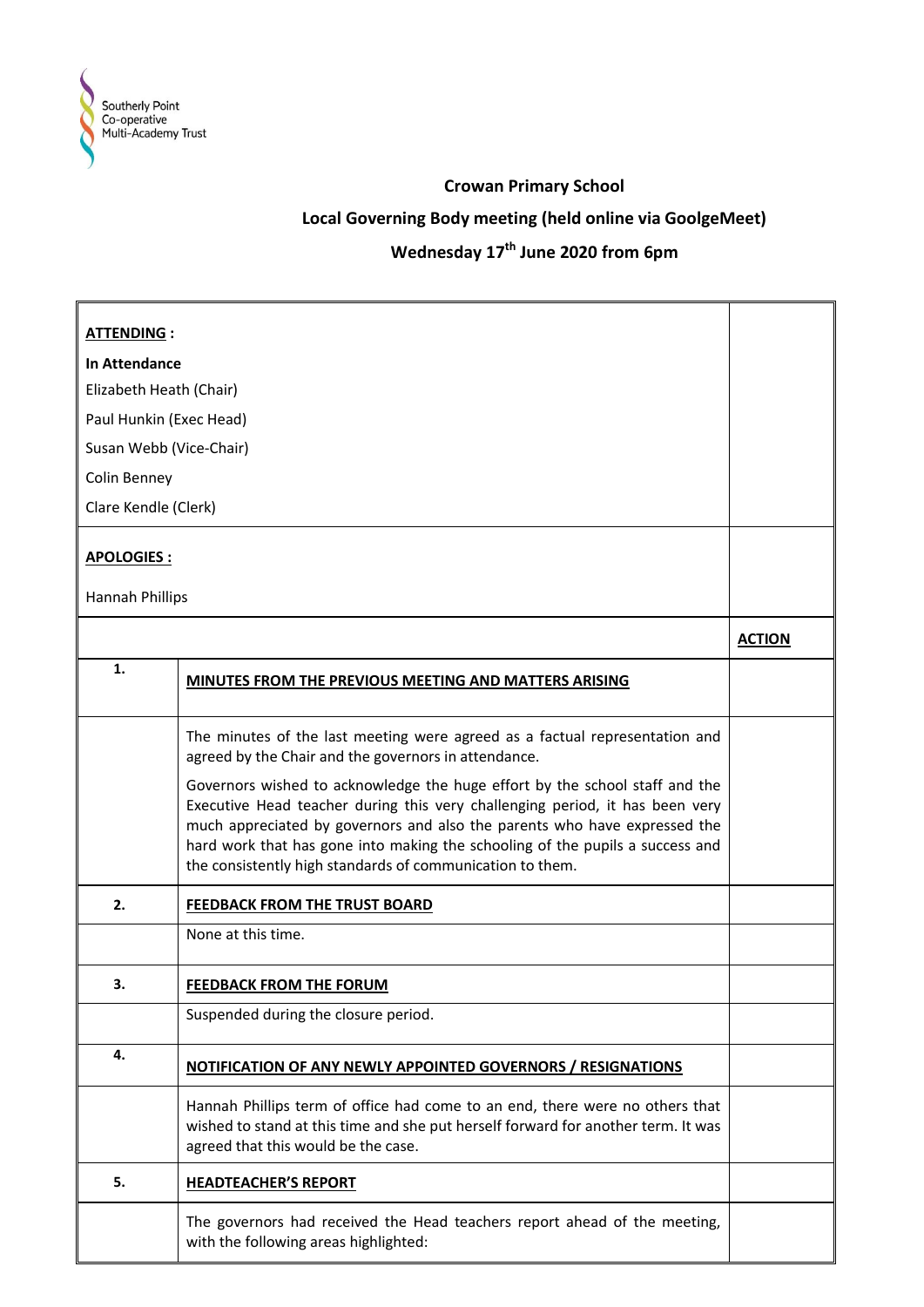Southerly Point Co-operative Multi-Academy Trust

**Crowan Primary School**

**Local Governing Body meeting (held online via GoolgeMeet)**

**Wednesday 17th June 2020 from 6pm**

**ATTENDING :**

**In Attendance**

Elizabeth Heath (Chair)

Paul Hunkin (Exec Head)

Susan Webb (Vice-Chair)

Colin Benney

Clare Kendle (Clerk)

**APOLOGIES :**

Hannah Phillips

| | | **ACTION** |
|---|---|---|
| **1.** | **MINUTES FROM THE PREVIOUS MEETING AND MATTERS ARISING** | |
| | The minutes of the last meeting were agreed as a factual representation and agreed by the Chair and the governors in attendance.<br><br>Governors wished to acknowledge the huge effort by the school staff and the Executive Head teacher during this very challenging period, it has been very much appreciated by governors and also the parents who have expressed the hard work that has gone into making the schooling of the pupils a success and the consistently high standards of communication to them. | |
| **2.** | **FEEDBACK FROM THE TRUST BOARD** | |
| | None at this time. | |
| **3.** | **FEEDBACK FROM THE FORUM** | |
| | Suspended during the closure period. | |
| **4.** | **NOTIFICATION OF ANY NEWLY APPOINTED GOVERNORS / RESIGNATIONS** | |
| | Hannah Phillips term of office had come to an end, there were no others that wished to stand at this time and she put herself forward for another term. It was agreed that this would be the case. | |
| **5.** | **HEADTEACHER'S REPORT** | |
| | The governors had received the Head teachers report ahead of the meeting, with the following areas highlighted: | |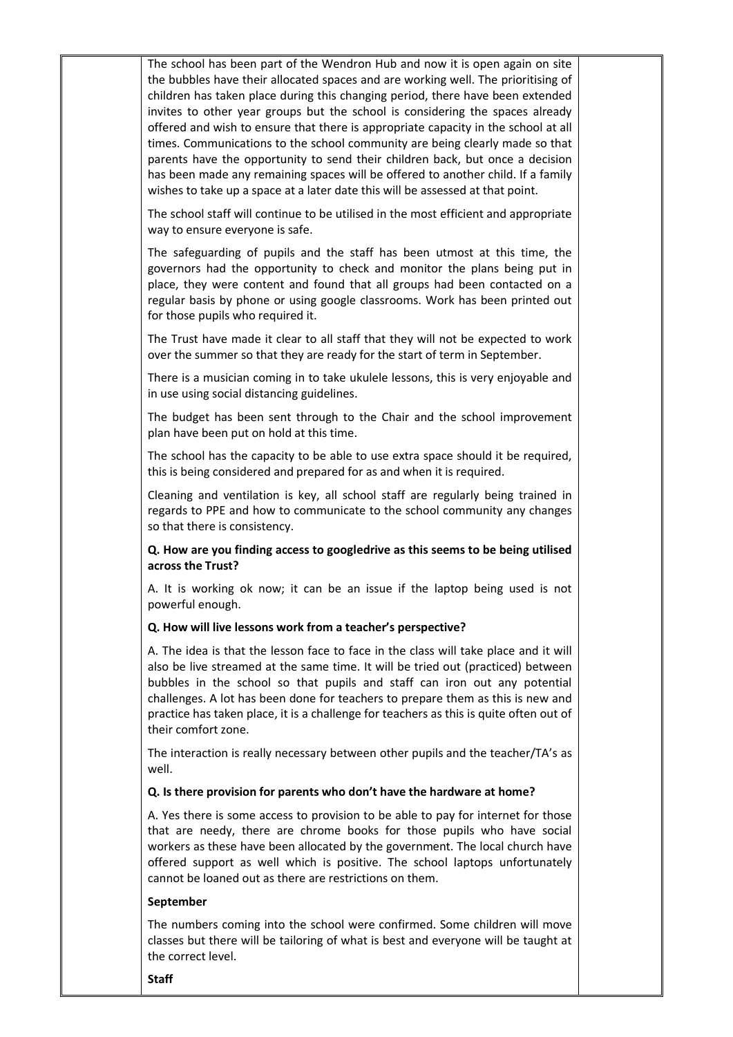The school has been part of the Wendron Hub and now it is open again on site the bubbles have their allocated spaces and are working well. The prioritising of children has taken place during this changing period, there have been extended invites to other year groups but the school is considering the spaces already offered and wish to ensure that there is appropriate capacity in the school at all times. Communications to the school community are being clearly made so that parents have the opportunity to send their children back, but once a decision has been made any remaining spaces will be offered to another child. If a family wishes to take up a space at a later date this will be assessed at that point.

The school staff will continue to be utilised in the most efficient and appropriate way to ensure everyone is safe.

The safeguarding of pupils and the staff has been utmost at this time, the governors had the opportunity to check and monitor the plans being put in place, they were content and found that all groups had been contacted on a regular basis by phone or using google classrooms. Work has been printed out for those pupils who required it.

The Trust have made it clear to all staff that they will not be expected to work over the summer so that they are ready for the start of term in September.

There is a musician coming in to take ukulele lessons, this is very enjoyable and in use using social distancing guidelines.

The budget has been sent through to the Chair and the school improvement plan have been put on hold at this time.

The school has the capacity to be able to use extra space should it be required, this is being considered and prepared for as and when it is required.

Cleaning and ventilation is key, all school staff are regularly being trained in regards to PPE and how to communicate to the school community any changes so that there is consistency.

**Q. How are you finding access to googledrive as this seems to be being utilised across the Trust?**

A. It is working ok now; it can be an issue if the laptop being used is not powerful enough.

**Q. How will live lessons work from a teacher's perspective?**

A. The idea is that the lesson face to face in the class will take place and it will also be live streamed at the same time. It will be tried out (practiced) between bubbles in the school so that pupils and staff can iron out any potential challenges. A lot has been done for teachers to prepare them as this is new and practice has taken place, it is a challenge for teachers as this is quite often out of their comfort zone.

The interaction is really necessary between other pupils and the teacher/TA's as well.

**Q. Is there provision for parents who don't have the hardware at home?**

A. Yes there is some access to provision to be able to pay for internet for those that are needy, there are chrome books for those pupils who have social workers as these have been allocated by the government. The local church have offered support as well which is positive. The school laptops unfortunately cannot be loaned out as there are restrictions on them.

**September**

The numbers coming into the school were confirmed. Some children will move classes but there will be tailoring of what is best and everyone will be taught at the correct level.

**Staff**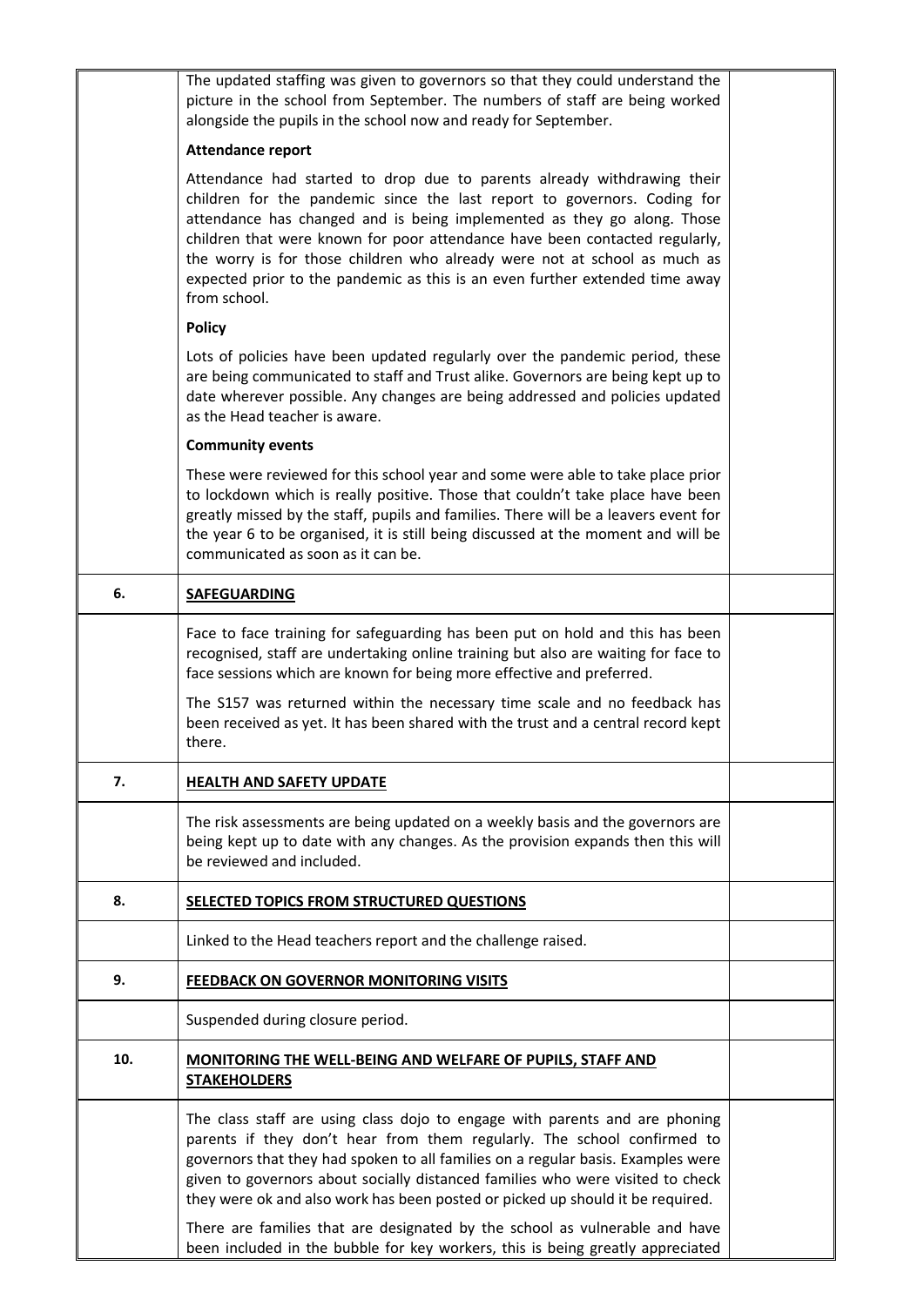| | | |
|---|---|---|
| | The updated staffing was given to governors so that they could understand the picture in the school from September. The numbers of staff are being worked alongside the pupils in the school now and ready for September.<br><br>**Attendance report**<br><br>Attendance had started to drop due to parents already withdrawing their children for the pandemic since the last report to governors. Coding for attendance has changed and is being implemented as they go along. Those children that were known for poor attendance have been contacted regularly, the worry is for those children who already were not at school as much as expected prior to the pandemic as this is an even further extended time away from school.<br><br>**Policy**<br><br>Lots of policies have been updated regularly over the pandemic period, these are being communicated to staff and Trust alike. Governors are being kept up to date wherever possible. Any changes are being addressed and policies updated as the Head teacher is aware.<br><br>**Community events**<br><br>These were reviewed for this school year and some were able to take place prior to lockdown which is really positive. Those that couldn't take place have been greatly missed by the staff, pupils and families. There will be a leavers event for the year 6 to be organised, it is still being discussed at the moment and will be communicated as soon as it can be. | |
| 6. | **SAFEGUARDING** | |
| | Face to face training for safeguarding has been put on hold and this has been recognised, staff are undertaking online training but also are waiting for face to face sessions which are known for being more effective and preferred.<br><br>The S157 was returned within the necessary time scale and no feedback has been received as yet. It has been shared with the trust and a central record kept there. | |
| 7. | **HEALTH AND SAFETY UPDATE** | |
| | The risk assessments are being updated on a weekly basis and the governors are being kept up to date with any changes. As the provision expands then this will be reviewed and included. | |
| 8. | **SELECTED TOPICS FROM STRUCTURED QUESTIONS** | |
| | Linked to the Head teachers report and the challenge raised. | |
| 9. | **FEEDBACK ON GOVERNOR MONITORING VISITS** | |
| | Suspended during closure period. | |
| 10. | **MONITORING THE WELL-BEING AND WELFARE OF PUPILS, STAFF AND STAKEHOLDERS** | |
| | The class staff are using class dojo to engage with parents and are phoning parents if they don't hear from them regularly. The school confirmed to governors that they had spoken to all families on a regular basis. Examples were given to governors about socially distanced families who were visited to check they were ok and also work has been posted or picked up should it be required.<br><br>There are families that are designated by the school as vulnerable and have been included in the bubble for key workers, this is being greatly appreciated | |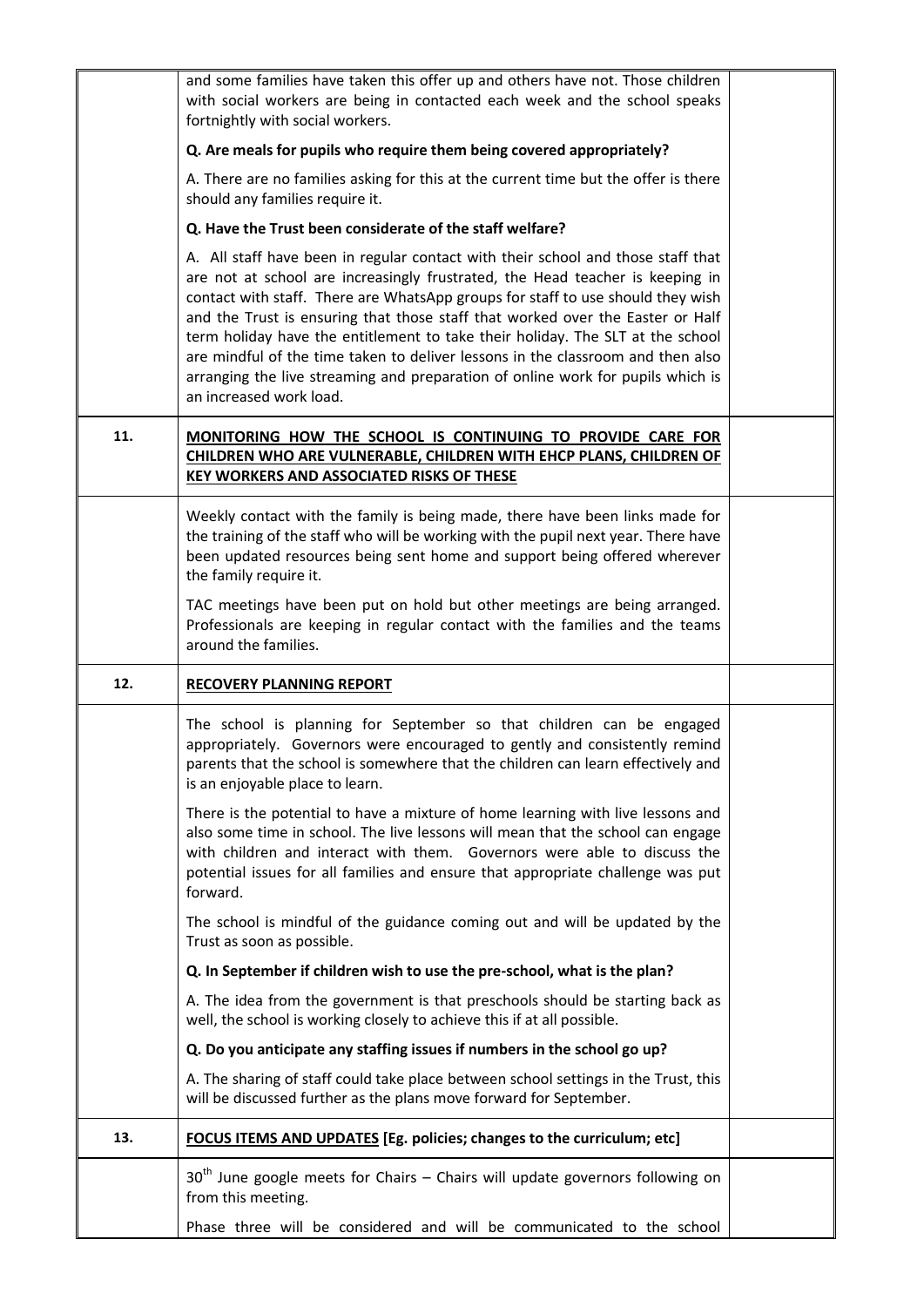| | | |
|---|---|---|
| | and some families have taken this offer up and others have not. Those children with social workers are being in contacted each week and the school speaks fortnightly with social workers.<br><br>**Q. Are meals for pupils who require them being covered appropriately?**<br><br>A. There are no families asking for this at the current time but the offer is there should any families require it.<br><br>**Q. Have the Trust been considerate of the staff welfare?**<br><br>A. All staff have been in regular contact with their school and those staff that are not at school are increasingly frustrated, the Head teacher is keeping in contact with staff. There are WhatsApp groups for staff to use should they wish and the Trust is ensuring that those staff that worked over the Easter or Half term holiday have the entitlement to take their holiday. The SLT at the school are mindful of the time taken to deliver lessons in the classroom and then also arranging the live streaming and preparation of online work for pupils which is an increased work load. | |
| **11.** | **MONITORING HOW THE SCHOOL IS CONTINUING TO PROVIDE CARE FOR CHILDREN WHO ARE VULNERABLE, CHILDREN WITH EHCP PLANS, CHILDREN OF KEY WORKERS AND ASSOCIATED RISKS OF THESE** | |
| | Weekly contact with the family is being made, there have been links made for the training of the staff who will be working with the pupil next year. There have been updated resources being sent home and support being offered wherever the family require it.<br><br>TAC meetings have been put on hold but other meetings are being arranged. Professionals are keeping in regular contact with the families and the teams around the families. | |
| **12.** | **RECOVERY PLANNING REPORT** | |
| | The school is planning for September so that children can be engaged appropriately. Governors were encouraged to gently and consistently remind parents that the school is somewhere that the children can learn effectively and is an enjoyable place to learn.<br><br>There is the potential to have a mixture of home learning with live lessons and also some time in school. The live lessons will mean that the school can engage with children and interact with them. Governors were able to discuss the potential issues for all families and ensure that appropriate challenge was put forward.<br><br>The school is mindful of the guidance coming out and will be updated by the Trust as soon as possible.<br><br>**Q. In September if children wish to use the pre-school, what is the plan?**<br><br>A. The idea from the government is that preschools should be starting back as well, the school is working closely to achieve this if at all possible.<br><br>**Q. Do you anticipate any staffing issues if numbers in the school go up?**<br><br>A. The sharing of staff could take place between school settings in the Trust, this will be discussed further as the plans move forward for September. | |
| **13.** | **FOCUS ITEMS AND UPDATES [Eg. policies; changes to the curriculum; etc]** | |
| | 30th June google meets for Chairs – Chairs will update governors following on from this meeting.<br><br>Phase three will be considered and will be communicated to the school | |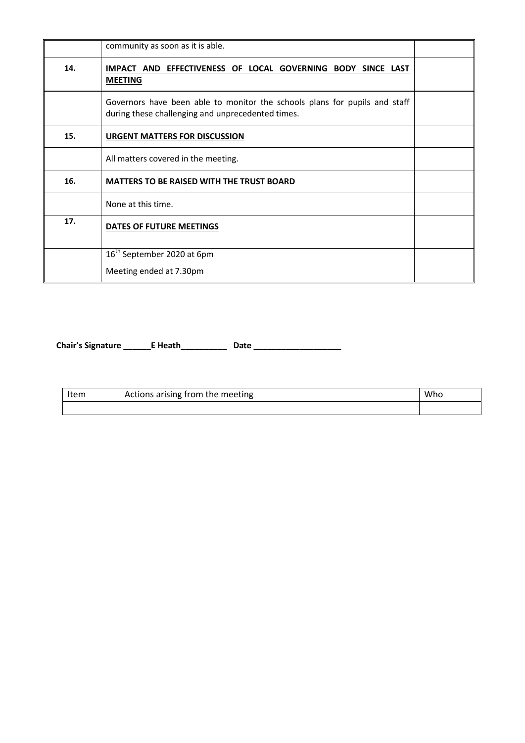| | | |
|---|---|---|
| | community as soon as it is able. | |
| **14.** | **<u>IMPACT AND EFFECTIVENESS OF LOCAL GOVERNING BODY SINCE LAST MEETING</u>** | |
| | Governors have been able to monitor the schools plans for pupils and staff during these challenging and unprecedented times. | |
| **15.** | **<u>URGENT MATTERS FOR DISCUSSION</u>** | |
| | All matters covered in the meeting. | |
| **16.** | **<u>MATTERS TO BE RAISED WITH THE TRUST BOARD</u>** | |
| | None at this time. | |
| **17.** | **<u>DATES OF FUTURE MEETINGS</u>** | |
| | 16th September 2020 at 6pm<br><br>Meeting ended at 7.30pm | |

**Chair's Signature ______E Heath__________ Date ___________________**

| Item | Actions arising from the meeting | Who |
|---|---|---|
| | | |